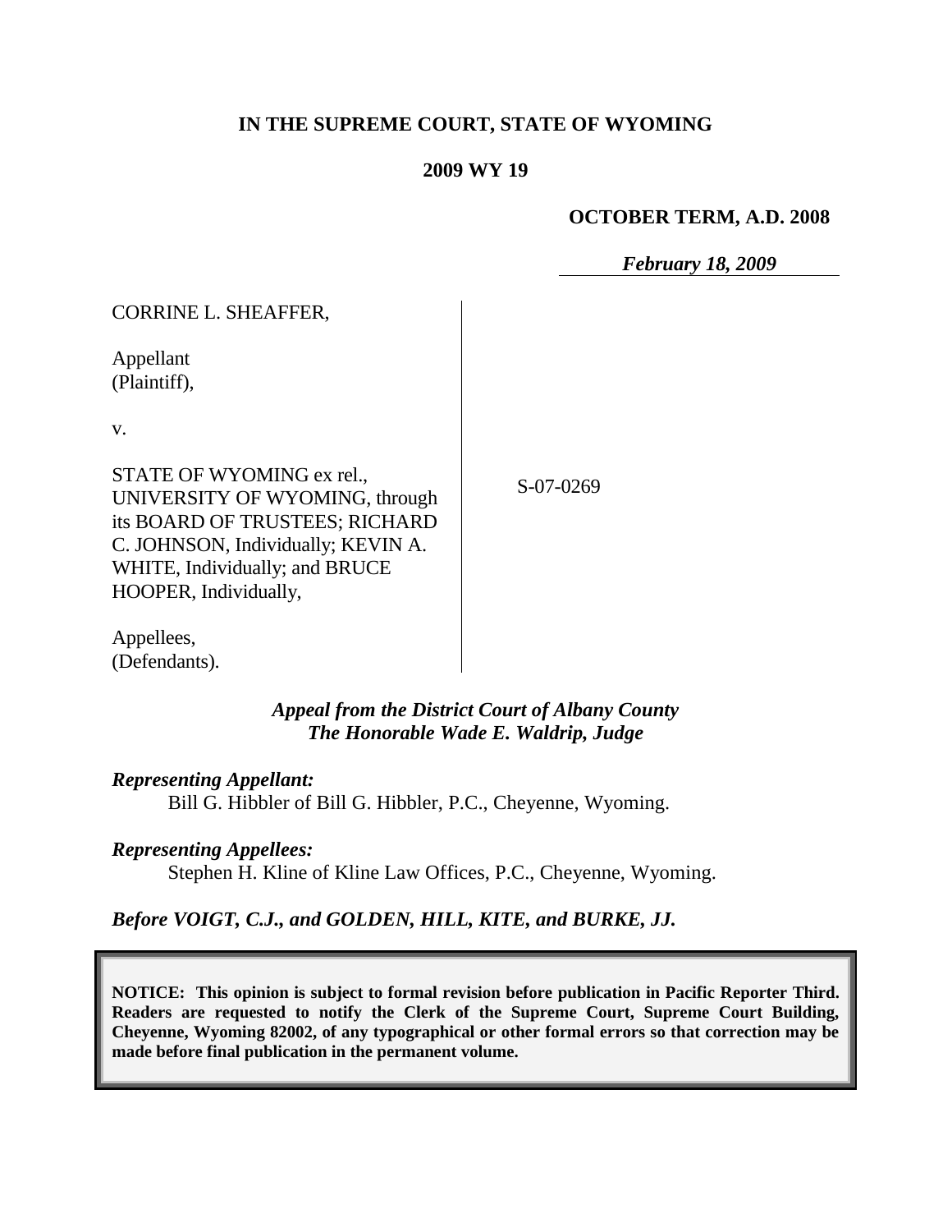**IN THE SUPREME COURT, STATE OF WYOMING**

**2009 WY 19**

**OCTOBER TERM, A.D. 2008**

***February 18, 2009***

CORRINE L. SHEAFFER,

Appellant
(Plaintiff),

v.

STATE OF WYOMING ex rel., UNIVERSITY OF WYOMING, through its BOARD OF TRUSTEES; RICHARD C. JOHNSON, Individually; KEVIN A. WHITE, Individually; and BRUCE HOOPER, Individually,

Appellees,
(Defendants).

S-07-0269

***Appeal from the District Court of Albany County***
***The Honorable Wade E. Waldrip, Judge***

***Representing Appellant:***

Bill G. Hibbler of Bill G. Hibbler, P.C., Cheyenne, Wyoming.

***Representing Appellees:***

Stephen H. Kline of Kline Law Offices, P.C., Cheyenne, Wyoming.

***Before VOIGT, C.J., and GOLDEN, HILL, KITE, and BURKE, JJ.***

**NOTICE: This opinion is subject to formal revision before publication in Pacific Reporter Third. Readers are requested to notify the Clerk of the Supreme Court, Supreme Court Building, Cheyenne, Wyoming 82002, of any typographical or other formal errors so that correction may be made before final publication in the permanent volume.**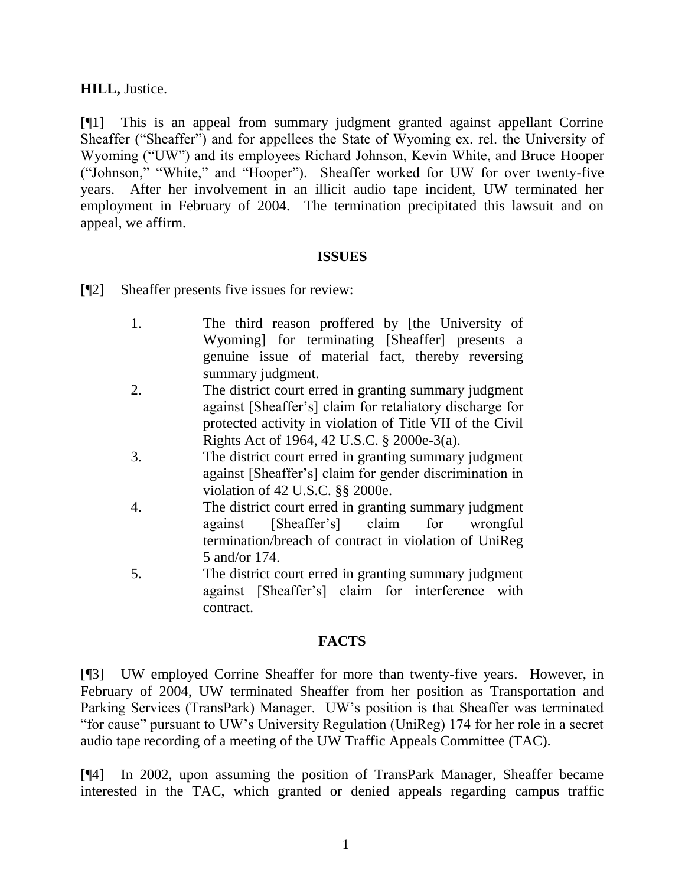**HILL,** Justice.

[¶1] This is an appeal from summary judgment granted against appellant Corrine Sheaffer ("Sheaffer") and for appellees the State of Wyoming ex. rel. the University of Wyoming ("UW") and its employees Richard Johnson, Kevin White, and Bruce Hooper ("Johnson," "White," and "Hooper"). Sheaffer worked for UW for over twenty-five years. After her involvement in an illicit audio tape incident, UW terminated her employment in February of 2004. The termination precipitated this lawsuit and on appeal, we affirm.

## ISSUES

[¶2] Sheaffer presents five issues for review:

> 1. The third reason proffered by [the University of Wyoming] for terminating [Sheaffer] presents a genuine issue of material fact, thereby reversing summary judgment.
> 2. The district court erred in granting summary judgment against [Sheaffer's] claim for retaliatory discharge for protected activity in violation of Title VII of the Civil Rights Act of 1964, 42 U.S.C. § 2000e-3(a).
> 3. The district court erred in granting summary judgment against [Sheaffer's] claim for gender discrimination in violation of 42 U.S.C. §§ 2000e.
> 4. The district court erred in granting summary judgment against [Sheaffer's] claim for wrongful termination/breach of contract in violation of UniReg 5 and/or 174.
> 5. The district court erred in granting summary judgment against [Sheaffer's] claim for interference with contract.

## FACTS

[¶3] UW employed Corrine Sheaffer for more than twenty-five years. However, in February of 2004, UW terminated Sheaffer from her position as Transportation and Parking Services (TransPark) Manager. UW's position is that Sheaffer was terminated "for cause" pursuant to UW's University Regulation (UniReg) 174 for her role in a secret audio tape recording of a meeting of the UW Traffic Appeals Committee (TAC).

[¶4] In 2002, upon assuming the position of TransPark Manager, Sheaffer became interested in the TAC, which granted or denied appeals regarding campus traffic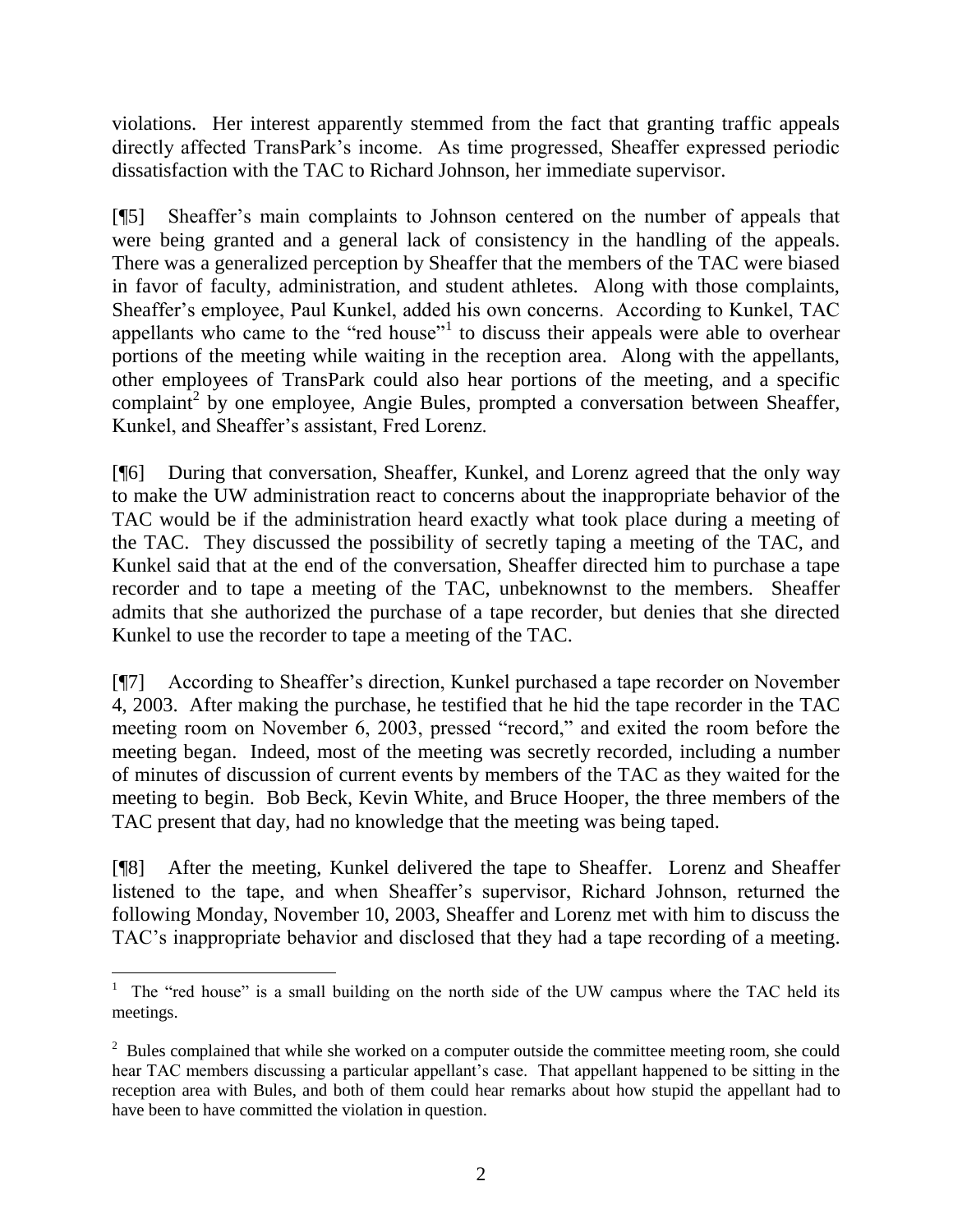violations. Her interest apparently stemmed from the fact that granting traffic appeals directly affected TransPark's income. As time progressed, Sheaffer expressed periodic dissatisfaction with the TAC to Richard Johnson, her immediate supervisor.

[¶5] Sheaffer's main complaints to Johnson centered on the number of appeals that were being granted and a general lack of consistency in the handling of the appeals. There was a generalized perception by Sheaffer that the members of the TAC were biased in favor of faculty, administration, and student athletes. Along with those complaints, Sheaffer's employee, Paul Kunkel, added his own concerns. According to Kunkel, TAC appellants who came to the "red house"[1] to discuss their appeals were able to overhear portions of the meeting while waiting in the reception area. Along with the appellants, other employees of TransPark could also hear portions of the meeting, and a specific complaint[2] by one employee, Angie Bules, prompted a conversation between Sheaffer, Kunkel, and Sheaffer's assistant, Fred Lorenz.

[¶6] During that conversation, Sheaffer, Kunkel, and Lorenz agreed that the only way to make the UW administration react to concerns about the inappropriate behavior of the TAC would be if the administration heard exactly what took place during a meeting of the TAC. They discussed the possibility of secretly taping a meeting of the TAC, and Kunkel said that at the end of the conversation, Sheaffer directed him to purchase a tape recorder and to tape a meeting of the TAC, unbeknownst to the members. Sheaffer admits that she authorized the purchase of a tape recorder, but denies that she directed Kunkel to use the recorder to tape a meeting of the TAC.

[¶7] According to Sheaffer's direction, Kunkel purchased a tape recorder on November 4, 2003. After making the purchase, he testified that he hid the tape recorder in the TAC meeting room on November 6, 2003, pressed "record," and exited the room before the meeting began. Indeed, most of the meeting was secretly recorded, including a number of minutes of discussion of current events by members of the TAC as they waited for the meeting to begin. Bob Beck, Kevin White, and Bruce Hooper, the three members of the TAC present that day, had no knowledge that the meeting was being taped.

[¶8] After the meeting, Kunkel delivered the tape to Sheaffer. Lorenz and Sheaffer listened to the tape, and when Sheaffer's supervisor, Richard Johnson, returned the following Monday, November 10, 2003, Sheaffer and Lorenz met with him to discuss the TAC's inappropriate behavior and disclosed that they had a tape recording of a meeting.

---

[1] The "red house" is a small building on the north side of the UW campus where the TAC held its meetings.

[2] Bules complained that while she worked on a computer outside the committee meeting room, she could hear TAC members discussing a particular appellant's case. That appellant happened to be sitting in the reception area with Bules, and both of them could hear remarks about how stupid the appellant had to have been to have committed the violation in question.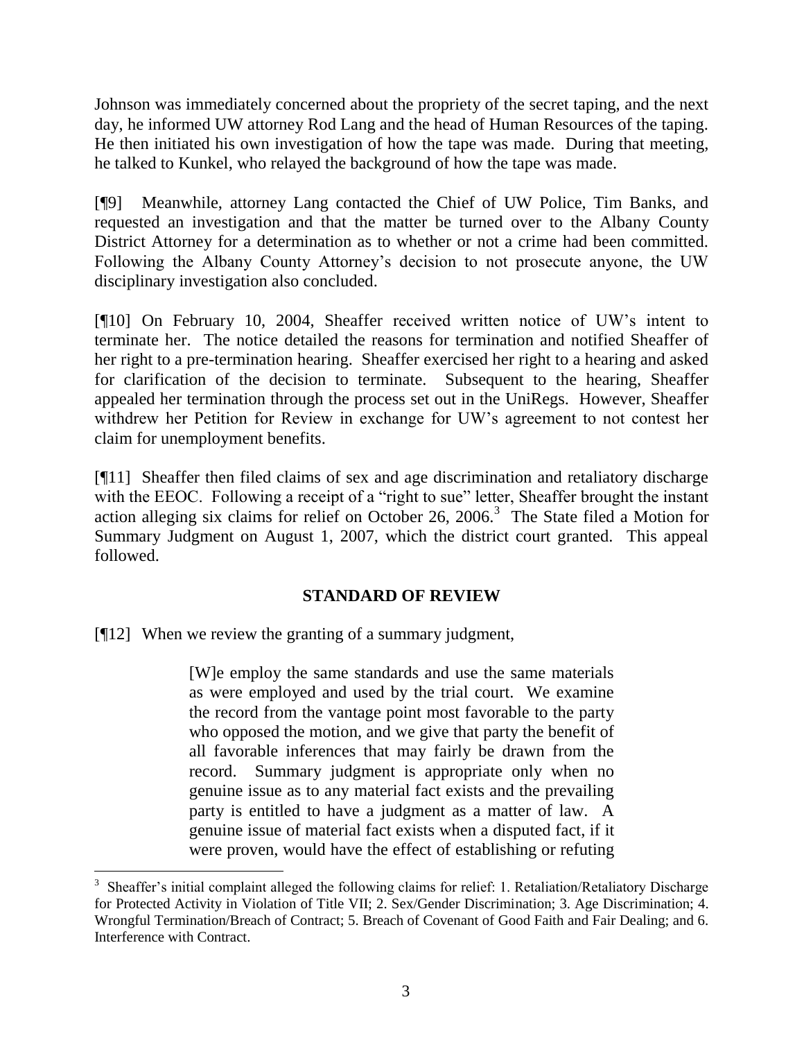Johnson was immediately concerned about the propriety of the secret taping, and the next day, he informed UW attorney Rod Lang and the head of Human Resources of the taping. He then initiated his own investigation of how the tape was made. During that meeting, he talked to Kunkel, who relayed the background of how the tape was made.

[¶9] Meanwhile, attorney Lang contacted the Chief of UW Police, Tim Banks, and requested an investigation and that the matter be turned over to the Albany County District Attorney for a determination as to whether or not a crime had been committed. Following the Albany County Attorney's decision to not prosecute anyone, the UW disciplinary investigation also concluded.

[¶10] On February 10, 2004, Sheaffer received written notice of UW's intent to terminate her. The notice detailed the reasons for termination and notified Sheaffer of her right to a pre-termination hearing. Sheaffer exercised her right to a hearing and asked for clarification of the decision to terminate. Subsequent to the hearing, Sheaffer appealed her termination through the process set out in the UniRegs. However, Sheaffer withdrew her Petition for Review in exchange for UW's agreement to not contest her claim for unemployment benefits.

[¶11] Sheaffer then filed claims of sex and age discrimination and retaliatory discharge with the EEOC. Following a receipt of a "right to sue" letter, Sheaffer brought the instant action alleging six claims for relief on October 26, 2006.[3] The State filed a Motion for Summary Judgment on August 1, 2007, which the district court granted. This appeal followed.

## STANDARD OF REVIEW

[¶12] When we review the granting of a summary judgment,

> [W]e employ the same standards and use the same materials as were employed and used by the trial court. We examine the record from the vantage point most favorable to the party who opposed the motion, and we give that party the benefit of all favorable inferences that may fairly be drawn from the record. Summary judgment is appropriate only when no genuine issue as to any material fact exists and the prevailing party is entitled to have a judgment as a matter of law. A genuine issue of material fact exists when a disputed fact, if it were proven, would have the effect of establishing or refuting

[3] Sheaffer's initial complaint alleged the following claims for relief: 1. Retaliation/Retaliatory Discharge for Protected Activity in Violation of Title VII; 2. Sex/Gender Discrimination; 3. Age Discrimination; 4. Wrongful Termination/Breach of Contract; 5. Breach of Covenant of Good Faith and Fair Dealing; and 6. Interference with Contract.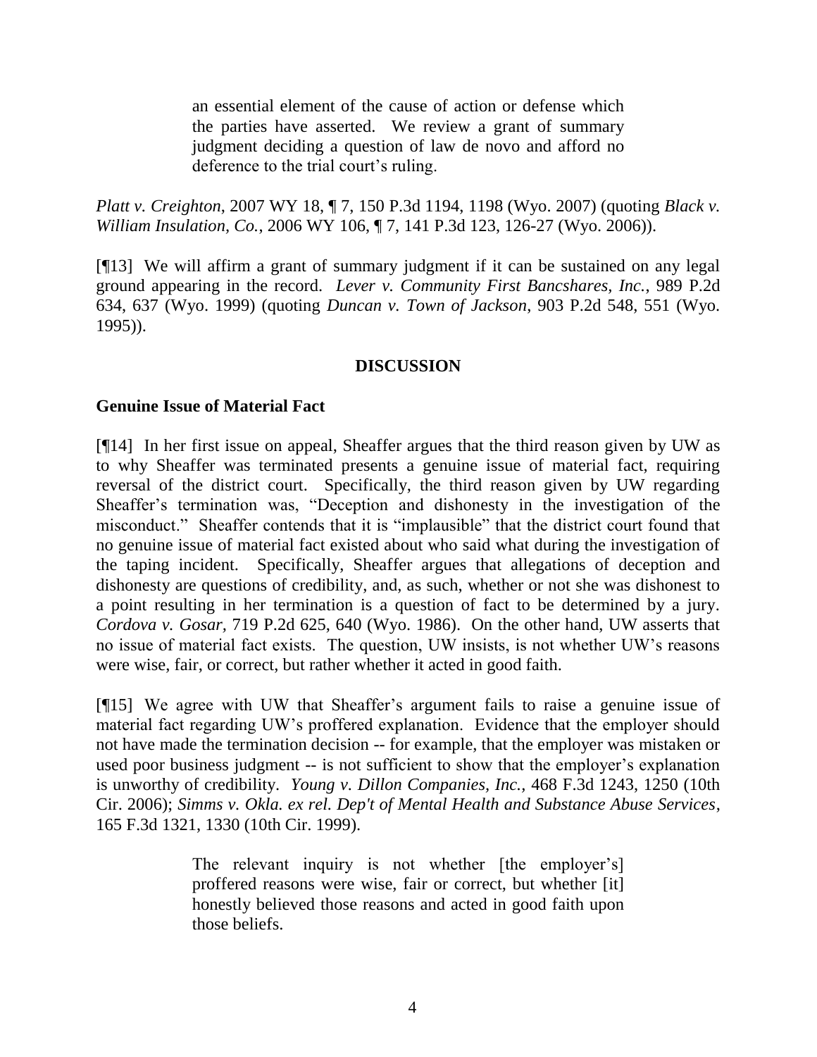> an essential element of the cause of action or defense which the parties have asserted. We review a grant of summary judgment deciding a question of law de novo and afford no deference to the trial court's ruling.

*Platt v. Creighton*, 2007 WY 18, ¶ 7, 150 P.3d 1194, 1198 (Wyo. 2007) (quoting *Black v. William Insulation, Co.*, 2006 WY 106, ¶ 7, 141 P.3d 123, 126-27 (Wyo. 2006)).

[¶13] We will affirm a grant of summary judgment if it can be sustained on any legal ground appearing in the record. *Lever v. Community First Bancshares, Inc.*, 989 P.2d 634, 637 (Wyo. 1999) (quoting *Duncan v. Town of Jackson*, 903 P.2d 548, 551 (Wyo. 1995)).

## DISCUSSION

### Genuine Issue of Material Fact

[¶14] In her first issue on appeal, Sheaffer argues that the third reason given by UW as to why Sheaffer was terminated presents a genuine issue of material fact, requiring reversal of the district court. Specifically, the third reason given by UW regarding Sheaffer's termination was, "Deception and dishonesty in the investigation of the misconduct." Sheaffer contends that it is "implausible" that the district court found that no genuine issue of material fact existed about who said what during the investigation of the taping incident. Specifically, Sheaffer argues that allegations of deception and dishonesty are questions of credibility, and, as such, whether or not she was dishonest to a point resulting in her termination is a question of fact to be determined by a jury. *Cordova v. Gosar*, 719 P.2d 625, 640 (Wyo. 1986). On the other hand, UW asserts that no issue of material fact exists. The question, UW insists, is not whether UW's reasons were wise, fair, or correct, but rather whether it acted in good faith.

[¶15] We agree with UW that Sheaffer's argument fails to raise a genuine issue of material fact regarding UW's proffered explanation. Evidence that the employer should not have made the termination decision -- for example, that the employer was mistaken or used poor business judgment -- is not sufficient to show that the employer's explanation is unworthy of credibility. *Young v. Dillon Companies, Inc.*, 468 F.3d 1243, 1250 (10th Cir. 2006); *Simms v. Okla. ex rel. Dep't of Mental Health and Substance Abuse Services*, 165 F.3d 1321, 1330 (10th Cir. 1999).

> The relevant inquiry is not whether [the employer's] proffered reasons were wise, fair or correct, but whether [it] honestly believed those reasons and acted in good faith upon those beliefs.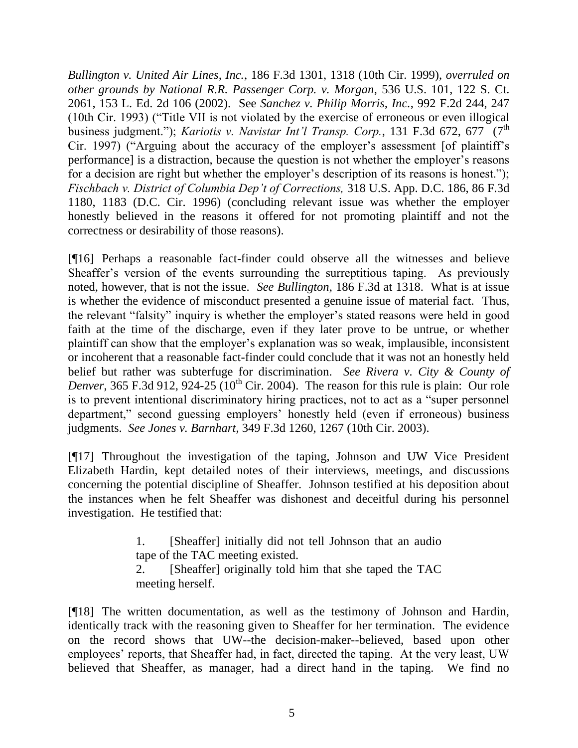*Bullington v. United Air Lines, Inc.*, 186 F.3d 1301, 1318 (10th Cir. 1999), *overruled on other grounds by National R.R. Passenger Corp. v. Morgan*, 536 U.S. 101, 122 S. Ct. 2061, 153 L. Ed. 2d 106 (2002). See *Sanchez v. Philip Morris, Inc.*, 992 F.2d 244, 247 (10th Cir. 1993) ("Title VII is not violated by the exercise of erroneous or even illogical business judgment."); *Kariotis v. Navistar Int'l Transp. Corp.*, 131 F.3d 672, 677 (7th Cir. 1997) ("Arguing about the accuracy of the employer's assessment [of plaintiff's performance] is a distraction, because the question is not whether the employer's reasons for a decision are right but whether the employer's description of its reasons is honest."); *Fischbach v. District of Columbia Dep't of Corrections,* 318 U.S. App. D.C. 186, 86 F.3d 1180, 1183 (D.C. Cir. 1996) (concluding relevant issue was whether the employer honestly believed in the reasons it offered for not promoting plaintiff and not the correctness or desirability of those reasons).

[¶16] Perhaps a reasonable fact-finder could observe all the witnesses and believe Sheaffer's version of the events surrounding the surreptitious taping. As previously noted, however, that is not the issue. *See Bullington*, 186 F.3d at 1318. What is at issue is whether the evidence of misconduct presented a genuine issue of material fact. Thus, the relevant "falsity" inquiry is whether the employer's stated reasons were held in good faith at the time of the discharge, even if they later prove to be untrue, or whether plaintiff can show that the employer's explanation was so weak, implausible, inconsistent or incoherent that a reasonable fact-finder could conclude that it was not an honestly held belief but rather was subterfuge for discrimination. *See Rivera v. City & County of Denver*, 365 F.3d 912, 924-25 (10th Cir. 2004). The reason for this rule is plain: Our role is to prevent intentional discriminatory hiring practices, not to act as a "super personnel department," second guessing employers' honestly held (even if erroneous) business judgments. *See Jones v. Barnhart*, 349 F.3d 1260, 1267 (10th Cir. 2003).

[¶17] Throughout the investigation of the taping, Johnson and UW Vice President Elizabeth Hardin, kept detailed notes of their interviews, meetings, and discussions concerning the potential discipline of Sheaffer. Johnson testified at his deposition about the instances when he felt Sheaffer was dishonest and deceitful during his personnel investigation. He testified that:

> 1. [Sheaffer] initially did not tell Johnson that an audio tape of the TAC meeting existed.
> 2. [Sheaffer] originally told him that she taped the TAC meeting herself.

[¶18] The written documentation, as well as the testimony of Johnson and Hardin, identically track with the reasoning given to Sheaffer for her termination. The evidence on the record shows that UW--the decision-maker--believed, based upon other employees' reports, that Sheaffer had, in fact, directed the taping. At the very least, UW believed that Sheaffer, as manager, had a direct hand in the taping. We find no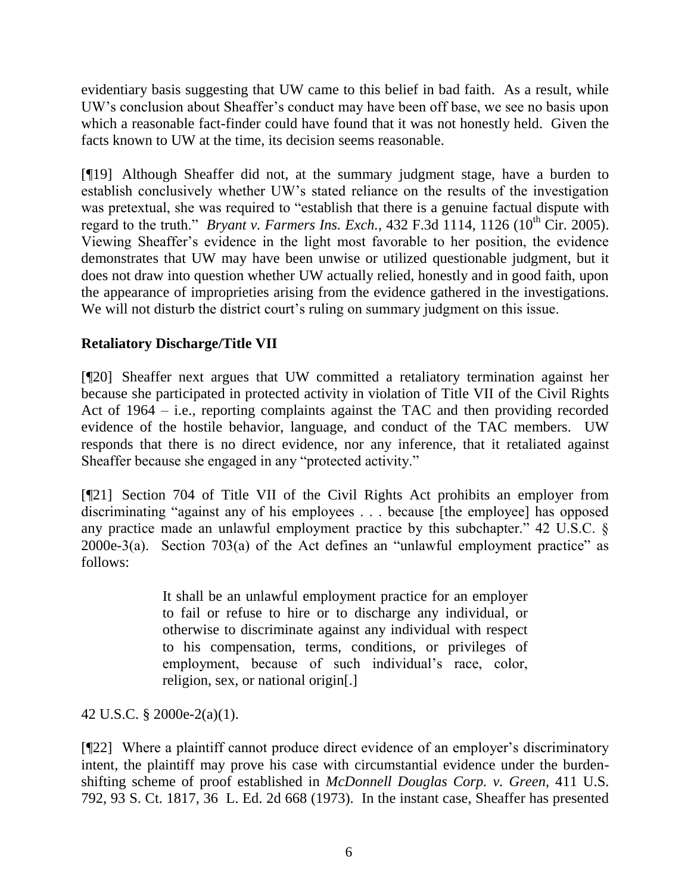evidentiary basis suggesting that UW came to this belief in bad faith. As a result, while UW's conclusion about Sheaffer's conduct may have been off base, we see no basis upon which a reasonable fact-finder could have found that it was not honestly held. Given the facts known to UW at the time, its decision seems reasonable.

[¶19] Although Sheaffer did not, at the summary judgment stage, have a burden to establish conclusively whether UW's stated reliance on the results of the investigation was pretextual, she was required to "establish that there is a genuine factual dispute with regard to the truth." *Bryant v. Farmers Ins. Exch.*, 432 F.3d 1114, 1126 (10th Cir. 2005). Viewing Sheaffer's evidence in the light most favorable to her position, the evidence demonstrates that UW may have been unwise or utilized questionable judgment, but it does not draw into question whether UW actually relied, honestly and in good faith, upon the appearance of improprieties arising from the evidence gathered in the investigations. We will not disturb the district court's ruling on summary judgment on this issue.

## Retaliatory Discharge/Title VII

[¶20] Sheaffer next argues that UW committed a retaliatory termination against her because she participated in protected activity in violation of Title VII of the Civil Rights Act of 1964 – i.e., reporting complaints against the TAC and then providing recorded evidence of the hostile behavior, language, and conduct of the TAC members. UW responds that there is no direct evidence, nor any inference, that it retaliated against Sheaffer because she engaged in any "protected activity."

[¶21] Section 704 of Title VII of the Civil Rights Act prohibits an employer from discriminating "against any of his employees . . . because [the employee] has opposed any practice made an unlawful employment practice by this subchapter." 42 U.S.C. § 2000e-3(a). Section 703(a) of the Act defines an "unlawful employment practice" as follows:

> It shall be an unlawful employment practice for an employer to fail or refuse to hire or to discharge any individual, or otherwise to discriminate against any individual with respect to his compensation, terms, conditions, or privileges of employment, because of such individual's race, color, religion, sex, or national origin[.]

42 U.S.C. § 2000e-2(a)(1).

[¶22] Where a plaintiff cannot produce direct evidence of an employer's discriminatory intent, the plaintiff may prove his case with circumstantial evidence under the burden-shifting scheme of proof established in *McDonnell Douglas Corp. v. Green*, 411 U.S. 792, 93 S. Ct. 1817, 36 L. Ed. 2d 668 (1973). In the instant case, Sheaffer has presented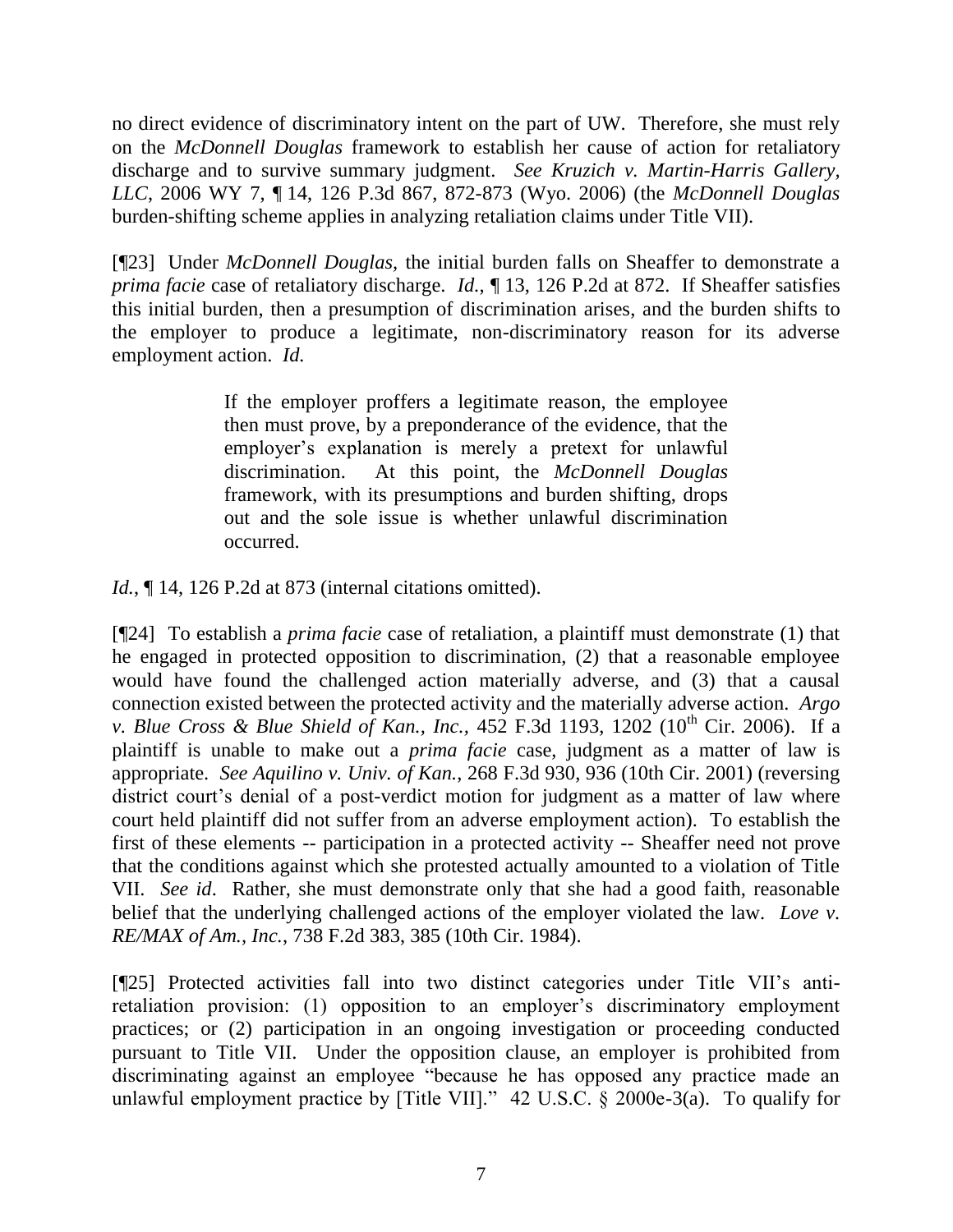no direct evidence of discriminatory intent on the part of UW. Therefore, she must rely on the *McDonnell Douglas* framework to establish her cause of action for retaliatory discharge and to survive summary judgment. *See Kruzich v. Martin-Harris Gallery, LLC*, 2006 WY 7, ¶ 14, 126 P.3d 867, 872-873 (Wyo. 2006) (the *McDonnell Douglas* burden-shifting scheme applies in analyzing retaliation claims under Title VII).

[¶23] Under *McDonnell Douglas*, the initial burden falls on Sheaffer to demonstrate a *prima facie* case of retaliatory discharge. *Id.*, ¶ 13, 126 P.2d at 872. If Sheaffer satisfies this initial burden, then a presumption of discrimination arises, and the burden shifts to the employer to produce a legitimate, non-discriminatory reason for its adverse employment action. *Id.*

> If the employer proffers a legitimate reason, the employee then must prove, by a preponderance of the evidence, that the employer's explanation is merely a pretext for unlawful discrimination. At this point, the *McDonnell Douglas* framework, with its presumptions and burden shifting, drops out and the sole issue is whether unlawful discrimination occurred.

*Id.*, ¶ 14, 126 P.2d at 873 (internal citations omitted).

[¶24] To establish a *prima facie* case of retaliation, a plaintiff must demonstrate (1) that he engaged in protected opposition to discrimination, (2) that a reasonable employee would have found the challenged action materially adverse, and (3) that a causal connection existed between the protected activity and the materially adverse action. *Argo v. Blue Cross & Blue Shield of Kan., Inc.*, 452 F.3d 1193, 1202 (10th Cir. 2006). If a plaintiff is unable to make out a *prima facie* case, judgment as a matter of law is appropriate. *See Aquilino v. Univ. of Kan.*, 268 F.3d 930, 936 (10th Cir. 2001) (reversing district court's denial of a post-verdict motion for judgment as a matter of law where court held plaintiff did not suffer from an adverse employment action). To establish the first of these elements -- participation in a protected activity -- Sheaffer need not prove that the conditions against which she protested actually amounted to a violation of Title VII. *See id*. Rather, she must demonstrate only that she had a good faith, reasonable belief that the underlying challenged actions of the employer violated the law. *Love v. RE/MAX of Am., Inc.*, 738 F.2d 383, 385 (10th Cir. 1984).

[¶25] Protected activities fall into two distinct categories under Title VII's anti-retaliation provision: (1) opposition to an employer's discriminatory employment practices; or (2) participation in an ongoing investigation or proceeding conducted pursuant to Title VII. Under the opposition clause, an employer is prohibited from discriminating against an employee "because he has opposed any practice made an unlawful employment practice by [Title VII]." 42 U.S.C. § 2000e-3(a). To qualify for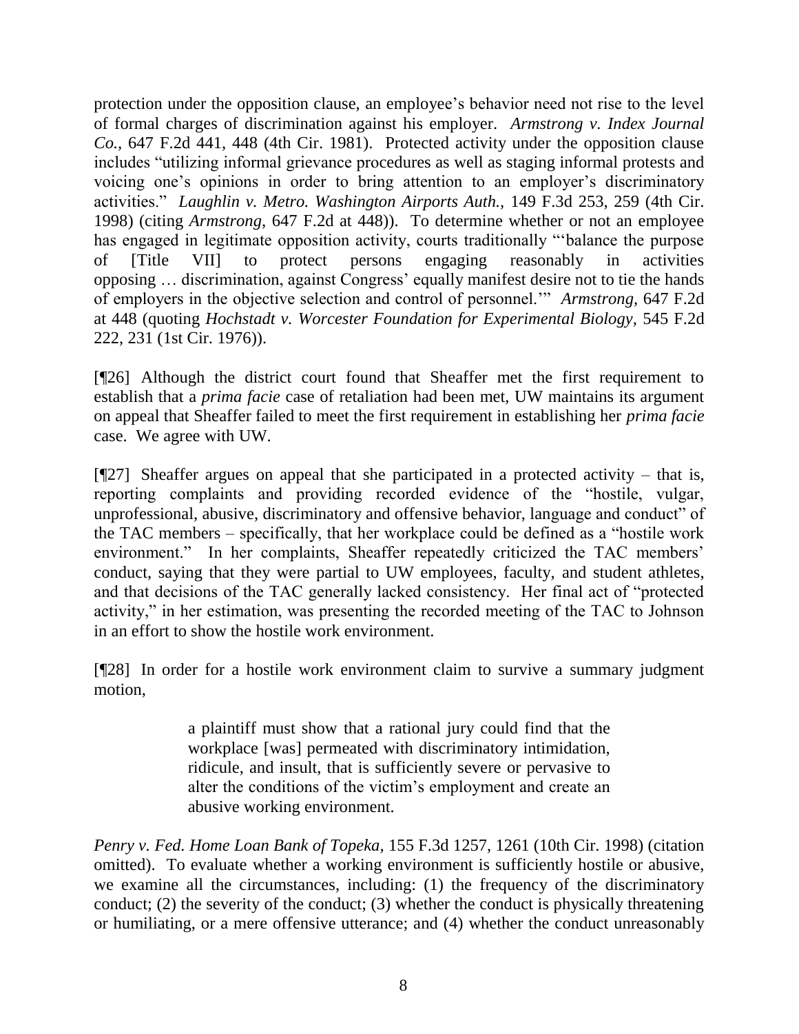protection under the opposition clause, an employee's behavior need not rise to the level of formal charges of discrimination against his employer. *Armstrong v. Index Journal Co.,* 647 F.2d 441, 448 (4th Cir. 1981). Protected activity under the opposition clause includes "utilizing informal grievance procedures as well as staging informal protests and voicing one's opinions in order to bring attention to an employer's discriminatory activities." *Laughlin v. Metro. Washington Airports Auth.,* 149 F.3d 253, 259 (4th Cir. 1998) (citing *Armstrong*, 647 F.2d at 448)). To determine whether or not an employee has engaged in legitimate opposition activity, courts traditionally "'balance the purpose of [Title VII] to protect persons engaging reasonably in activities opposing … discrimination, against Congress' equally manifest desire not to tie the hands of employers in the objective selection and control of personnel.'" *Armstrong,* 647 F.2d at 448 (quoting *Hochstadt v. Worcester Foundation for Experimental Biology*, 545 F.2d 222, 231 (1st Cir. 1976)).

[¶26] Although the district court found that Sheaffer met the first requirement to establish that a *prima facie* case of retaliation had been met, UW maintains its argument on appeal that Sheaffer failed to meet the first requirement in establishing her *prima facie* case. We agree with UW.

[¶27] Sheaffer argues on appeal that she participated in a protected activity – that is, reporting complaints and providing recorded evidence of the "hostile, vulgar, unprofessional, abusive, discriminatory and offensive behavior, language and conduct" of the TAC members – specifically, that her workplace could be defined as a "hostile work environment." In her complaints, Sheaffer repeatedly criticized the TAC members' conduct, saying that they were partial to UW employees, faculty, and student athletes, and that decisions of the TAC generally lacked consistency. Her final act of "protected activity," in her estimation, was presenting the recorded meeting of the TAC to Johnson in an effort to show the hostile work environment.

[¶28] In order for a hostile work environment claim to survive a summary judgment motion,

> a plaintiff must show that a rational jury could find that the workplace [was] permeated with discriminatory intimidation, ridicule, and insult, that is sufficiently severe or pervasive to alter the conditions of the victim's employment and create an abusive working environment.

*Penry v. Fed. Home Loan Bank of Topeka,* 155 F.3d 1257, 1261 (10th Cir. 1998) (citation omitted). To evaluate whether a working environment is sufficiently hostile or abusive, we examine all the circumstances, including: (1) the frequency of the discriminatory conduct; (2) the severity of the conduct; (3) whether the conduct is physically threatening or humiliating, or a mere offensive utterance; and (4) whether the conduct unreasonably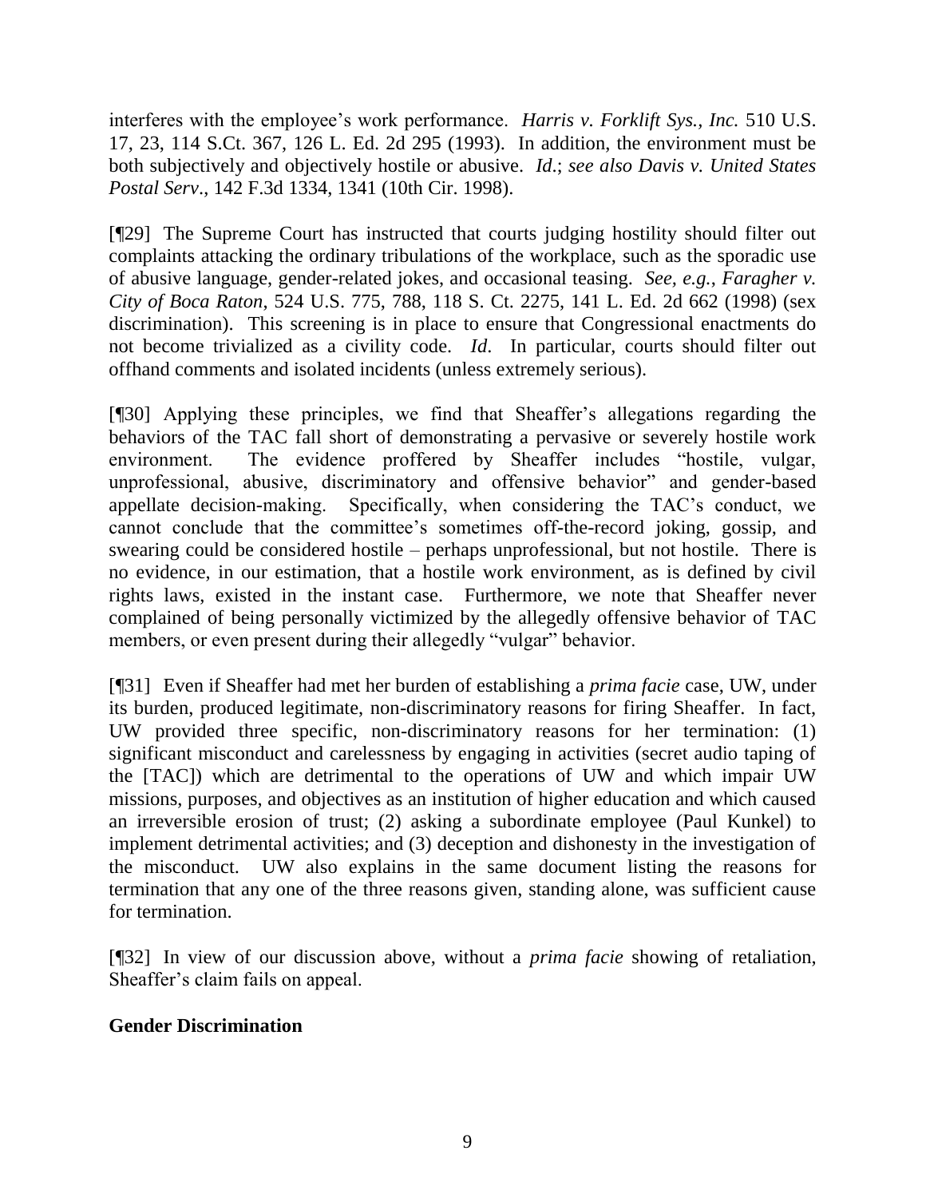interferes with the employee's work performance. *Harris v. Forklift Sys., Inc.* 510 U.S. 17, 23, 114 S.Ct. 367, 126 L. Ed. 2d 295 (1993). In addition, the environment must be both subjectively and objectively hostile or abusive. *Id*.; *see also Davis v. United States Postal Serv*., 142 F.3d 1334, 1341 (10th Cir. 1998).

[¶29] The Supreme Court has instructed that courts judging hostility should filter out complaints attacking the ordinary tribulations of the workplace, such as the sporadic use of abusive language, gender-related jokes, and occasional teasing. *See, e.g.*, *Faragher v. City of Boca Raton*, 524 U.S. 775, 788, 118 S. Ct. 2275, 141 L. Ed. 2d 662 (1998) (sex discrimination). This screening is in place to ensure that Congressional enactments do not become trivialized as a civility code. *Id*. In particular, courts should filter out offhand comments and isolated incidents (unless extremely serious).

[¶30] Applying these principles, we find that Sheaffer's allegations regarding the behaviors of the TAC fall short of demonstrating a pervasive or severely hostile work environment. The evidence proffered by Sheaffer includes "hostile, vulgar, unprofessional, abusive, discriminatory and offensive behavior" and gender-based appellate decision-making. Specifically, when considering the TAC's conduct, we cannot conclude that the committee's sometimes off-the-record joking, gossip, and swearing could be considered hostile – perhaps unprofessional, but not hostile. There is no evidence, in our estimation, that a hostile work environment, as is defined by civil rights laws, existed in the instant case. Furthermore, we note that Sheaffer never complained of being personally victimized by the allegedly offensive behavior of TAC members, or even present during their allegedly "vulgar" behavior.

[¶31] Even if Sheaffer had met her burden of establishing a *prima facie* case, UW, under its burden, produced legitimate, non-discriminatory reasons for firing Sheaffer. In fact, UW provided three specific, non-discriminatory reasons for her termination: (1) significant misconduct and carelessness by engaging in activities (secret audio taping of the [TAC]) which are detrimental to the operations of UW and which impair UW missions, purposes, and objectives as an institution of higher education and which caused an irreversible erosion of trust; (2) asking a subordinate employee (Paul Kunkel) to implement detrimental activities; and (3) deception and dishonesty in the investigation of the misconduct. UW also explains in the same document listing the reasons for termination that any one of the three reasons given, standing alone, was sufficient cause for termination.

[¶32] In view of our discussion above, without a *prima facie* showing of retaliation, Sheaffer's claim fails on appeal.

**Gender Discrimination**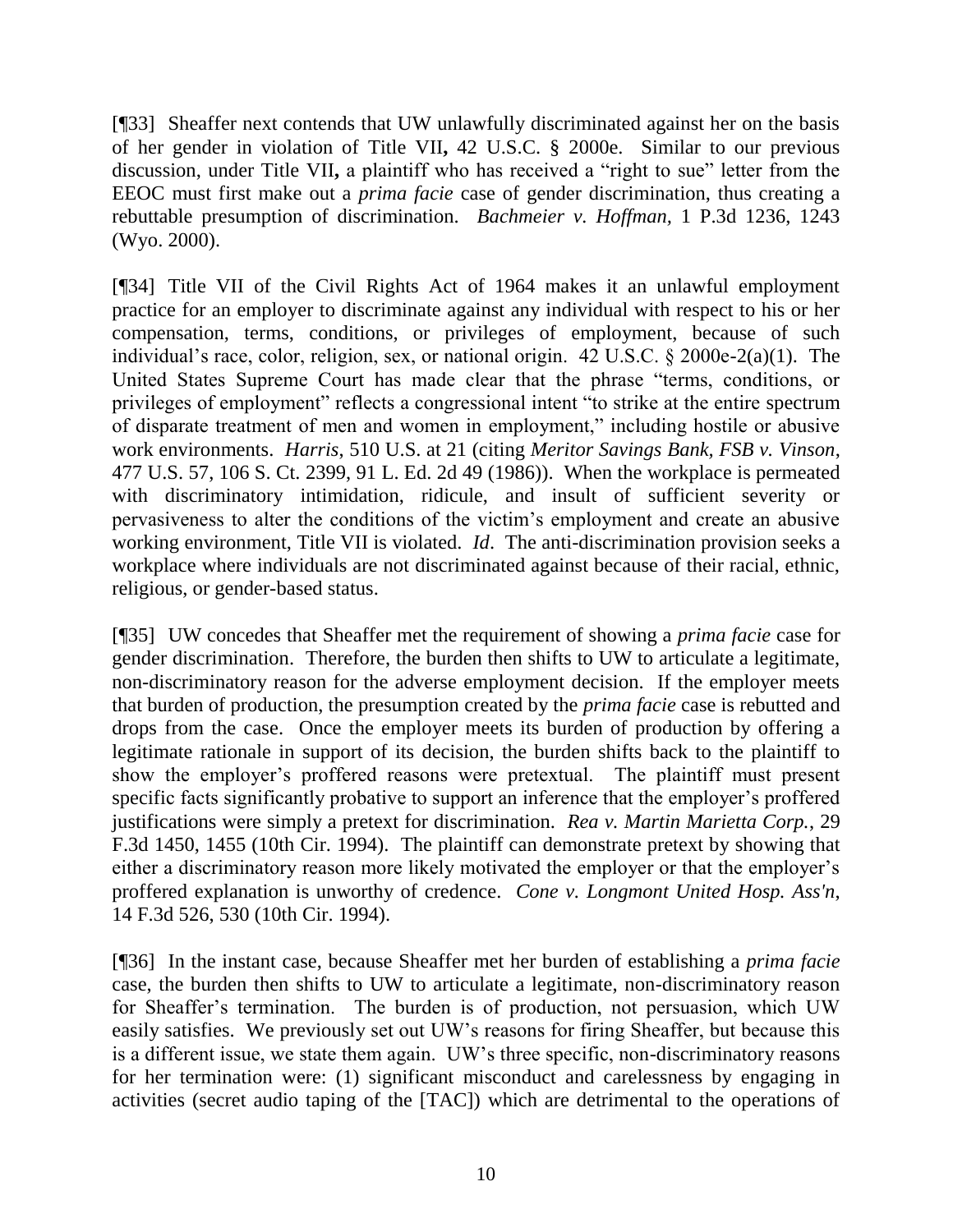[¶33] Sheaffer next contends that UW unlawfully discriminated against her on the basis of her gender in violation of Title VII**,** 42 U.S.C. § 2000e. Similar to our previous discussion, under Title VII**,** a plaintiff who has received a "right to sue" letter from the EEOC must first make out a *prima facie* case of gender discrimination, thus creating a rebuttable presumption of discrimination. *Bachmeier v. Hoffman*, 1 P.3d 1236, 1243 (Wyo. 2000).

[¶34] Title VII of the Civil Rights Act of 1964 makes it an unlawful employment practice for an employer to discriminate against any individual with respect to his or her compensation, terms, conditions, or privileges of employment, because of such individual's race, color, religion, sex, or national origin. 42 U.S.C. § 2000e-2(a)(1). The United States Supreme Court has made clear that the phrase "terms, conditions, or privileges of employment" reflects a congressional intent "to strike at the entire spectrum of disparate treatment of men and women in employment," including hostile or abusive work environments. *Harris*, 510 U.S. at 21 (citing *Meritor Savings Bank, FSB v. Vinson*, 477 U.S. 57, 106 S. Ct. 2399, 91 L. Ed. 2d 49 (1986)). When the workplace is permeated with discriminatory intimidation, ridicule, and insult of sufficient severity or pervasiveness to alter the conditions of the victim's employment and create an abusive working environment, Title VII is violated. *Id*. The anti-discrimination provision seeks a workplace where individuals are not discriminated against because of their racial, ethnic, religious, or gender-based status.

[¶35] UW concedes that Sheaffer met the requirement of showing a *prima facie* case for gender discrimination. Therefore, the burden then shifts to UW to articulate a legitimate, non-discriminatory reason for the adverse employment decision. If the employer meets that burden of production, the presumption created by the *prima facie* case is rebutted and drops from the case. Once the employer meets its burden of production by offering a legitimate rationale in support of its decision, the burden shifts back to the plaintiff to show the employer's proffered reasons were pretextual. The plaintiff must present specific facts significantly probative to support an inference that the employer's proffered justifications were simply a pretext for discrimination. *Rea v. Martin Marietta Corp.*, 29 F.3d 1450, 1455 (10th Cir. 1994). The plaintiff can demonstrate pretext by showing that either a discriminatory reason more likely motivated the employer or that the employer's proffered explanation is unworthy of credence. *Cone v. Longmont United Hosp. Ass'n*, 14 F.3d 526, 530 (10th Cir. 1994).

[¶36] In the instant case, because Sheaffer met her burden of establishing a *prima facie* case, the burden then shifts to UW to articulate a legitimate, non-discriminatory reason for Sheaffer's termination. The burden is of production, not persuasion, which UW easily satisfies. We previously set out UW's reasons for firing Sheaffer, but because this is a different issue, we state them again. UW's three specific, non-discriminatory reasons for her termination were: (1) significant misconduct and carelessness by engaging in activities (secret audio taping of the [TAC]) which are detrimental to the operations of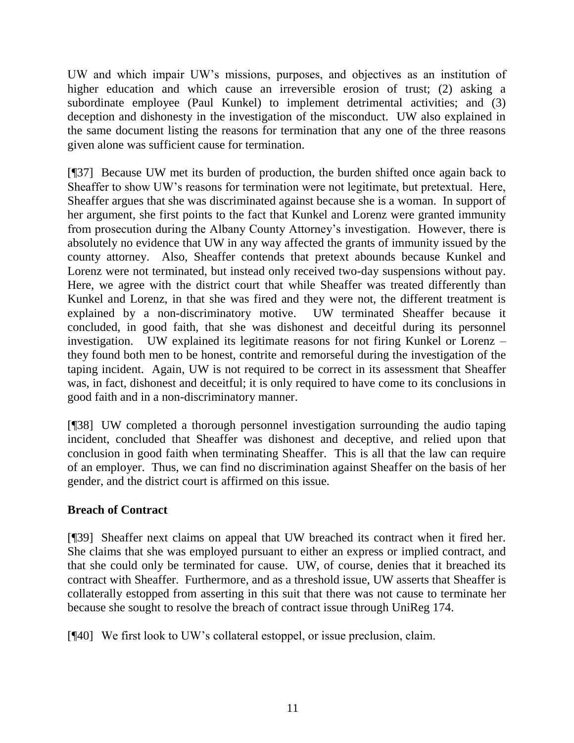UW and which impair UW's missions, purposes, and objectives as an institution of higher education and which cause an irreversible erosion of trust; (2) asking a subordinate employee (Paul Kunkel) to implement detrimental activities; and (3) deception and dishonesty in the investigation of the misconduct. UW also explained in the same document listing the reasons for termination that any one of the three reasons given alone was sufficient cause for termination.

[¶37] Because UW met its burden of production, the burden shifted once again back to Sheaffer to show UW's reasons for termination were not legitimate, but pretextual. Here, Sheaffer argues that she was discriminated against because she is a woman. In support of her argument, she first points to the fact that Kunkel and Lorenz were granted immunity from prosecution during the Albany County Attorney's investigation. However, there is absolutely no evidence that UW in any way affected the grants of immunity issued by the county attorney. Also, Sheaffer contends that pretext abounds because Kunkel and Lorenz were not terminated, but instead only received two-day suspensions without pay. Here, we agree with the district court that while Sheaffer was treated differently than Kunkel and Lorenz, in that she was fired and they were not, the different treatment is explained by a non-discriminatory motive. UW terminated Sheaffer because it concluded, in good faith, that she was dishonest and deceitful during its personnel investigation. UW explained its legitimate reasons for not firing Kunkel or Lorenz – they found both men to be honest, contrite and remorseful during the investigation of the taping incident. Again, UW is not required to be correct in its assessment that Sheaffer was, in fact, dishonest and deceitful; it is only required to have come to its conclusions in good faith and in a non-discriminatory manner.

[¶38] UW completed a thorough personnel investigation surrounding the audio taping incident, concluded that Sheaffer was dishonest and deceptive, and relied upon that conclusion in good faith when terminating Sheaffer. This is all that the law can require of an employer. Thus, we can find no discrimination against Sheaffer on the basis of her gender, and the district court is affirmed on this issue.

**Breach of Contract**

[¶39] Sheaffer next claims on appeal that UW breached its contract when it fired her. She claims that she was employed pursuant to either an express or implied contract, and that she could only be terminated for cause. UW, of course, denies that it breached its contract with Sheaffer. Furthermore, and as a threshold issue, UW asserts that Sheaffer is collaterally estopped from asserting in this suit that there was not cause to terminate her because she sought to resolve the breach of contract issue through UniReg 174.

[¶40] We first look to UW's collateral estoppel, or issue preclusion, claim.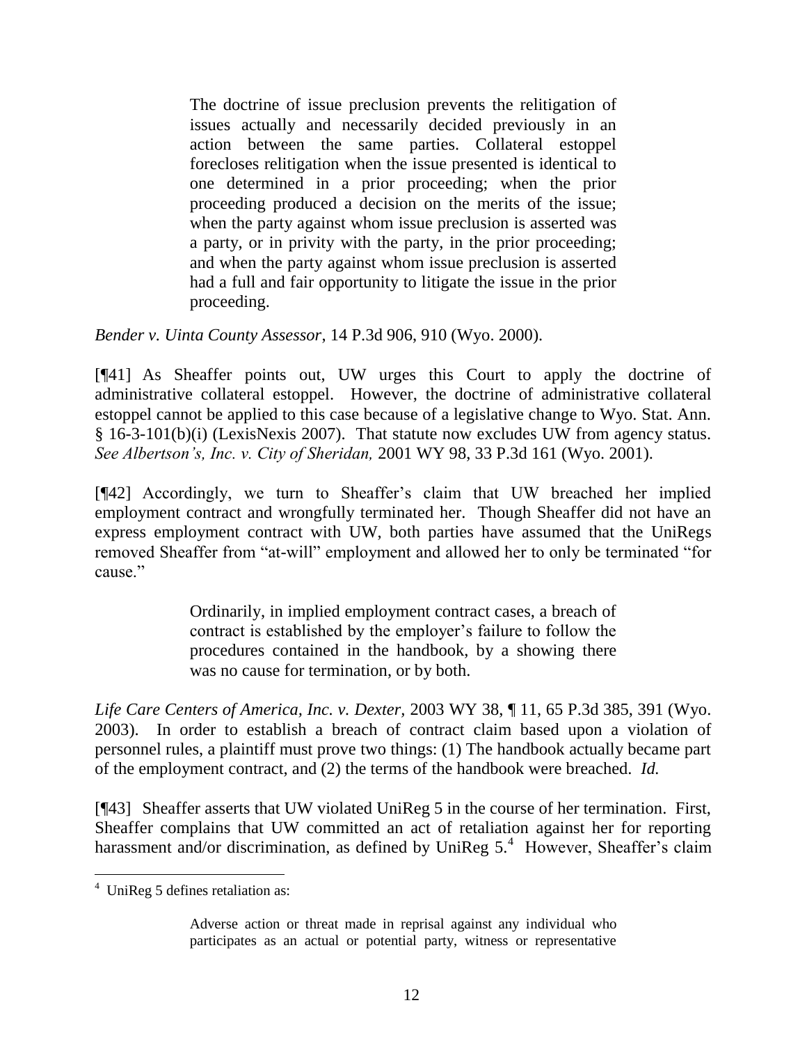> The doctrine of issue preclusion prevents the relitigation of issues actually and necessarily decided previously in an action between the same parties. Collateral estoppel forecloses relitigation when the issue presented is identical to one determined in a prior proceeding; when the prior proceeding produced a decision on the merits of the issue; when the party against whom issue preclusion is asserted was a party, or in privity with the party, in the prior proceeding; and when the party against whom issue preclusion is asserted had a full and fair opportunity to litigate the issue in the prior proceeding.

*Bender v. Uinta County Assessor*, 14 P.3d 906, 910 (Wyo. 2000).

[¶41] As Sheaffer points out, UW urges this Court to apply the doctrine of administrative collateral estoppel. However, the doctrine of administrative collateral estoppel cannot be applied to this case because of a legislative change to Wyo. Stat. Ann. § 16-3-101(b)(i) (LexisNexis 2007). That statute now excludes UW from agency status. *See Albertson's, Inc. v. City of Sheridan,* 2001 WY 98, 33 P.3d 161 (Wyo. 2001).

[¶42] Accordingly, we turn to Sheaffer's claim that UW breached her implied employment contract and wrongfully terminated her. Though Sheaffer did not have an express employment contract with UW, both parties have assumed that the UniRegs removed Sheaffer from "at-will" employment and allowed her to only be terminated "for cause."

> Ordinarily, in implied employment contract cases, a breach of contract is established by the employer's failure to follow the procedures contained in the handbook, by a showing there was no cause for termination, or by both.

*Life Care Centers of America, Inc. v. Dexter,* 2003 WY 38, ¶ 11, 65 P.3d 385, 391 (Wyo. 2003). In order to establish a breach of contract claim based upon a violation of personnel rules, a plaintiff must prove two things: (1) The handbook actually became part of the employment contract, and (2) the terms of the handbook were breached. *Id.*

[¶43] Sheaffer asserts that UW violated UniReg 5 in the course of her termination. First, Sheaffer complains that UW committed an act of retaliation against her for reporting harassment and/or discrimination, as defined by UniReg 5.[4] However, Sheaffer's claim

---

[4] UniReg 5 defines retaliation as:

> Adverse action or threat made in reprisal against any individual who participates as an actual or potential party, witness or representative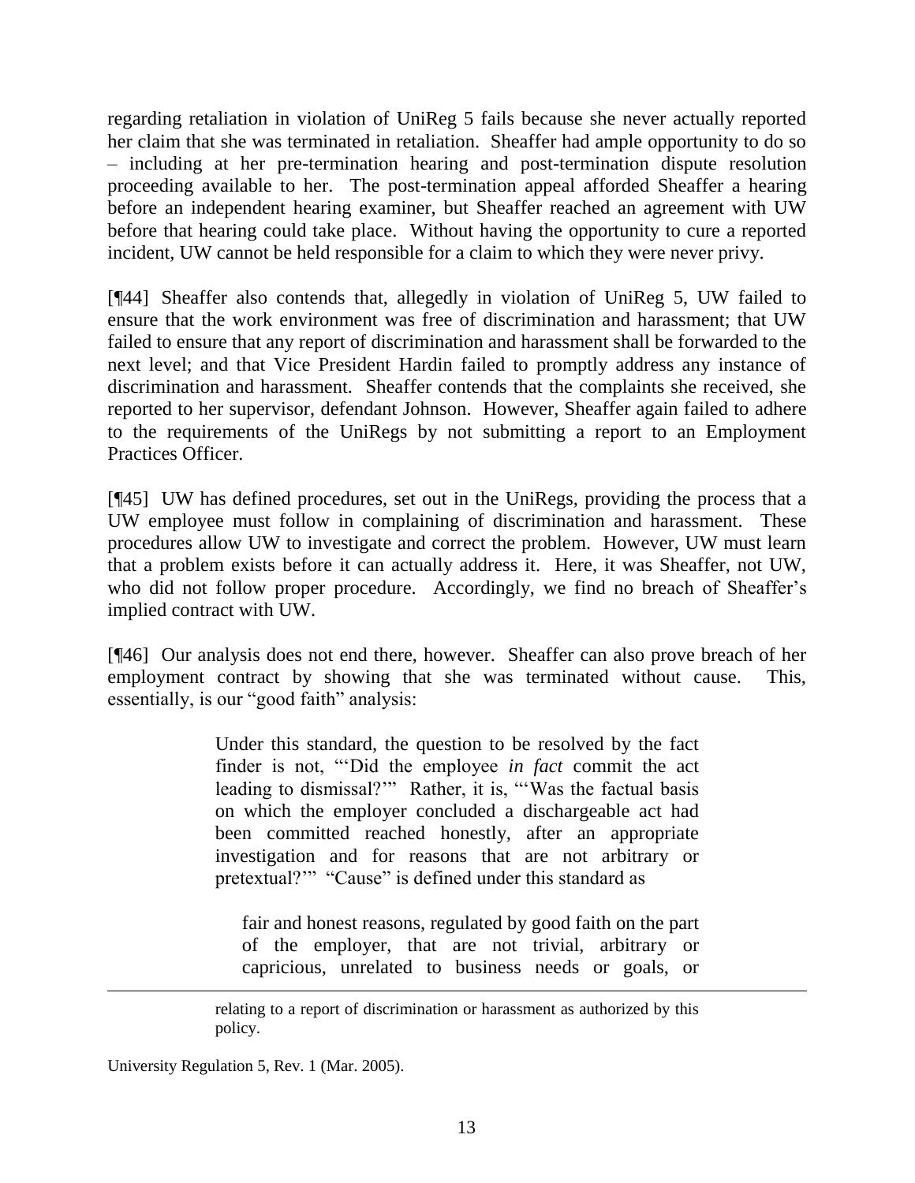regarding retaliation in violation of UniReg 5 fails because she never actually reported her claim that she was terminated in retaliation. Sheaffer had ample opportunity to do so – including at her pre-termination hearing and post-termination dispute resolution proceeding available to her. The post-termination appeal afforded Sheaffer a hearing before an independent hearing examiner, but Sheaffer reached an agreement with UW before that hearing could take place. Without having the opportunity to cure a reported incident, UW cannot be held responsible for a claim to which they were never privy.

[¶44] Sheaffer also contends that, allegedly in violation of UniReg 5, UW failed to ensure that the work environment was free of discrimination and harassment; that UW failed to ensure that any report of discrimination and harassment shall be forwarded to the next level; and that Vice President Hardin failed to promptly address any instance of discrimination and harassment. Sheaffer contends that the complaints she received, she reported to her supervisor, defendant Johnson. However, Sheaffer again failed to adhere to the requirements of the UniRegs by not submitting a report to an Employment Practices Officer.

[¶45] UW has defined procedures, set out in the UniRegs, providing the process that a UW employee must follow in complaining of discrimination and harassment. These procedures allow UW to investigate and correct the problem. However, UW must learn that a problem exists before it can actually address it. Here, it was Sheaffer, not UW, who did not follow proper procedure. Accordingly, we find no breach of Sheaffer's implied contract with UW.

[¶46] Our analysis does not end there, however. Sheaffer can also prove breach of her employment contract by showing that she was terminated without cause. This, essentially, is our "good faith" analysis:

> Under this standard, the question to be resolved by the fact finder is not, "'Did the employee *in fact* commit the act leading to dismissal?'" Rather, it is, "'Was the factual basis on which the employer concluded a dischargeable act had been committed reached honestly, after an appropriate investigation and for reasons that are not arbitrary or pretextual?'" "Cause" is defined under this standard as
>
> > fair and honest reasons, regulated by good faith on the part of the employer, that are not trivial, arbitrary or capricious, unrelated to business needs or goals, or

---

relating to a report of discrimination or harassment as authorized by this policy.

University Regulation 5, Rev. 1 (Mar. 2005).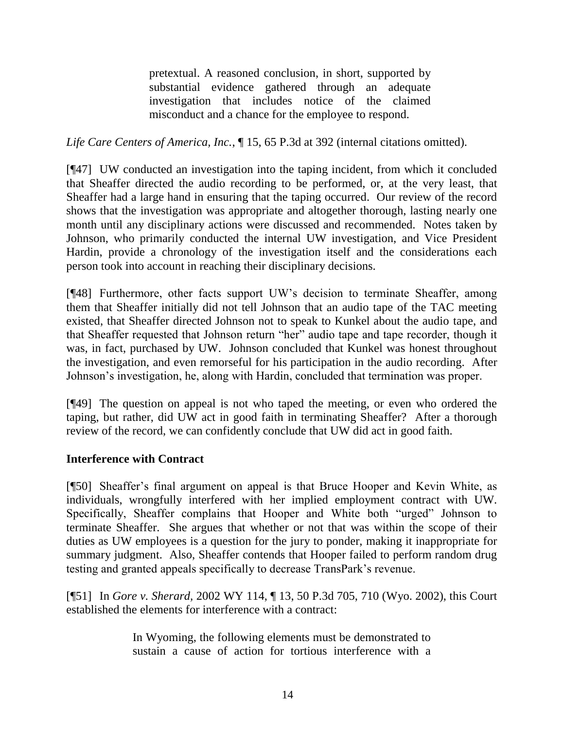> pretextual. A reasoned conclusion, in short, supported by substantial evidence gathered through an adequate investigation that includes notice of the claimed misconduct and a chance for the employee to respond.

*Life Care Centers of America, Inc.*, ¶ 15, 65 P.3d at 392 (internal citations omitted).

[¶47] UW conducted an investigation into the taping incident, from which it concluded that Sheaffer directed the audio recording to be performed, or, at the very least, that Sheaffer had a large hand in ensuring that the taping occurred. Our review of the record shows that the investigation was appropriate and altogether thorough, lasting nearly one month until any disciplinary actions were discussed and recommended. Notes taken by Johnson, who primarily conducted the internal UW investigation, and Vice President Hardin, provide a chronology of the investigation itself and the considerations each person took into account in reaching their disciplinary decisions.

[¶48] Furthermore, other facts support UW's decision to terminate Sheaffer, among them that Sheaffer initially did not tell Johnson that an audio tape of the TAC meeting existed, that Sheaffer directed Johnson not to speak to Kunkel about the audio tape, and that Sheaffer requested that Johnson return "her" audio tape and tape recorder, though it was, in fact, purchased by UW. Johnson concluded that Kunkel was honest throughout the investigation, and even remorseful for his participation in the audio recording. After Johnson's investigation, he, along with Hardin, concluded that termination was proper.

[¶49] The question on appeal is not who taped the meeting, or even who ordered the taping, but rather, did UW act in good faith in terminating Sheaffer? After a thorough review of the record, we can confidently conclude that UW did act in good faith.

## Interference with Contract

[¶50] Sheaffer's final argument on appeal is that Bruce Hooper and Kevin White, as individuals, wrongfully interfered with her implied employment contract with UW. Specifically, Sheaffer complains that Hooper and White both "urged" Johnson to terminate Sheaffer. She argues that whether or not that was within the scope of their duties as UW employees is a question for the jury to ponder, making it inappropriate for summary judgment. Also, Sheaffer contends that Hooper failed to perform random drug testing and granted appeals specifically to decrease TransPark's revenue.

[¶51] In *Gore v. Sherard,* 2002 WY 114, ¶ 13, 50 P.3d 705, 710 (Wyo. 2002), this Court established the elements for interference with a contract:

> In Wyoming, the following elements must be demonstrated to sustain a cause of action for tortious interference with a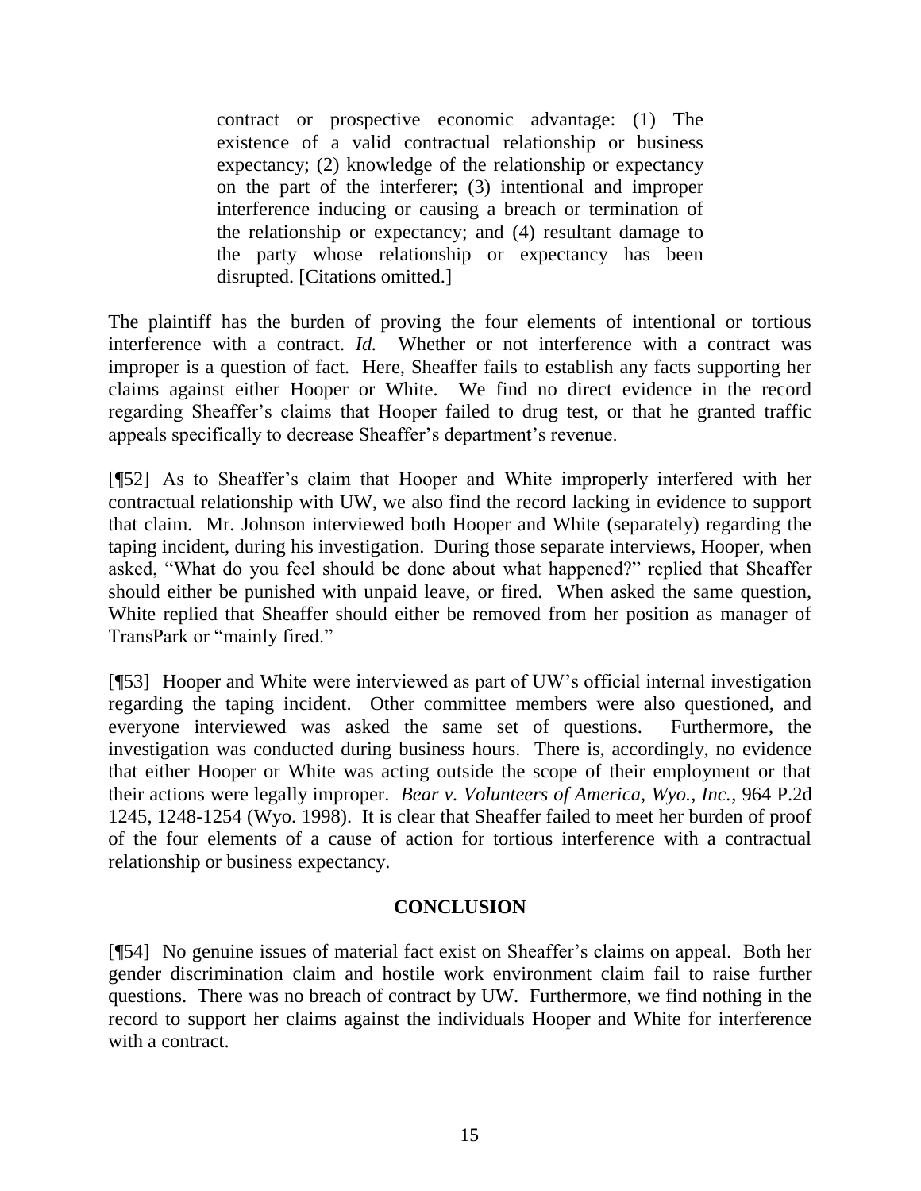> contract or prospective economic advantage: (1) The existence of a valid contractual relationship or business expectancy; (2) knowledge of the relationship or expectancy on the part of the interferer; (3) intentional and improper interference inducing or causing a breach or termination of the relationship or expectancy; and (4) resultant damage to the party whose relationship or expectancy has been disrupted. [Citations omitted.]

The plaintiff has the burden of proving the four elements of intentional or tortious interference with a contract. *Id.* Whether or not interference with a contract was improper is a question of fact. Here, Sheaffer fails to establish any facts supporting her claims against either Hooper or White. We find no direct evidence in the record regarding Sheaffer's claims that Hooper failed to drug test, or that he granted traffic appeals specifically to decrease Sheaffer's department's revenue.

[¶52] As to Sheaffer's claim that Hooper and White improperly interfered with her contractual relationship with UW, we also find the record lacking in evidence to support that claim. Mr. Johnson interviewed both Hooper and White (separately) regarding the taping incident, during his investigation. During those separate interviews, Hooper, when asked, "What do you feel should be done about what happened?" replied that Sheaffer should either be punished with unpaid leave, or fired. When asked the same question, White replied that Sheaffer should either be removed from her position as manager of TransPark or "mainly fired."

[¶53] Hooper and White were interviewed as part of UW's official internal investigation regarding the taping incident. Other committee members were also questioned, and everyone interviewed was asked the same set of questions. Furthermore, the investigation was conducted during business hours. There is, accordingly, no evidence that either Hooper or White was acting outside the scope of their employment or that their actions were legally improper. *Bear v. Volunteers of America, Wyo., Inc.*, 964 P.2d 1245, 1248-1254 (Wyo. 1998). It is clear that Sheaffer failed to meet her burden of proof of the four elements of a cause of action for tortious interference with a contractual relationship or business expectancy.

## CONCLUSION

[¶54] No genuine issues of material fact exist on Sheaffer's claims on appeal. Both her gender discrimination claim and hostile work environment claim fail to raise further questions. There was no breach of contract by UW. Furthermore, we find nothing in the record to support her claims against the individuals Hooper and White for interference with a contract.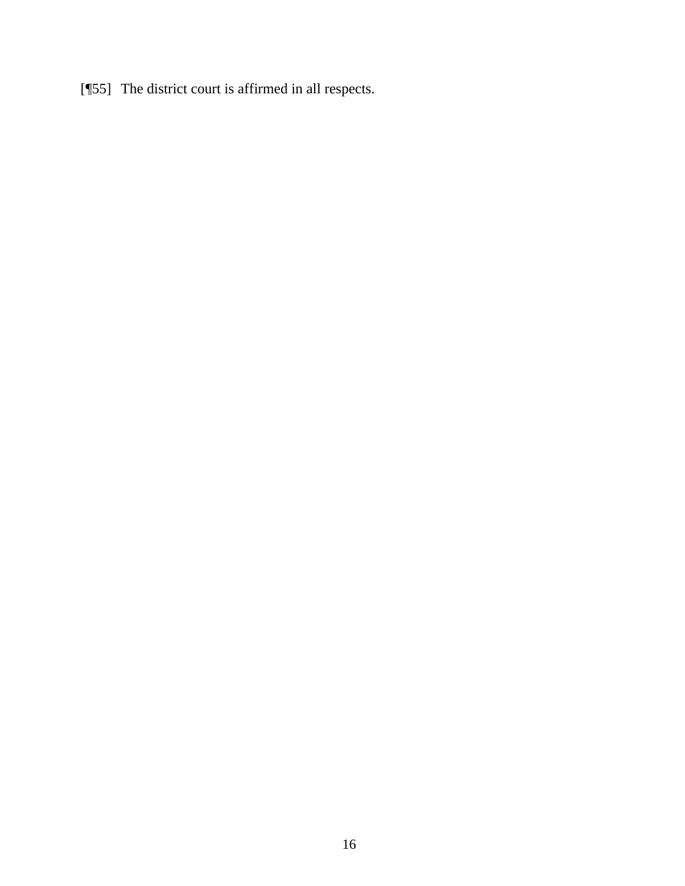[¶55] The district court is affirmed in all respects.